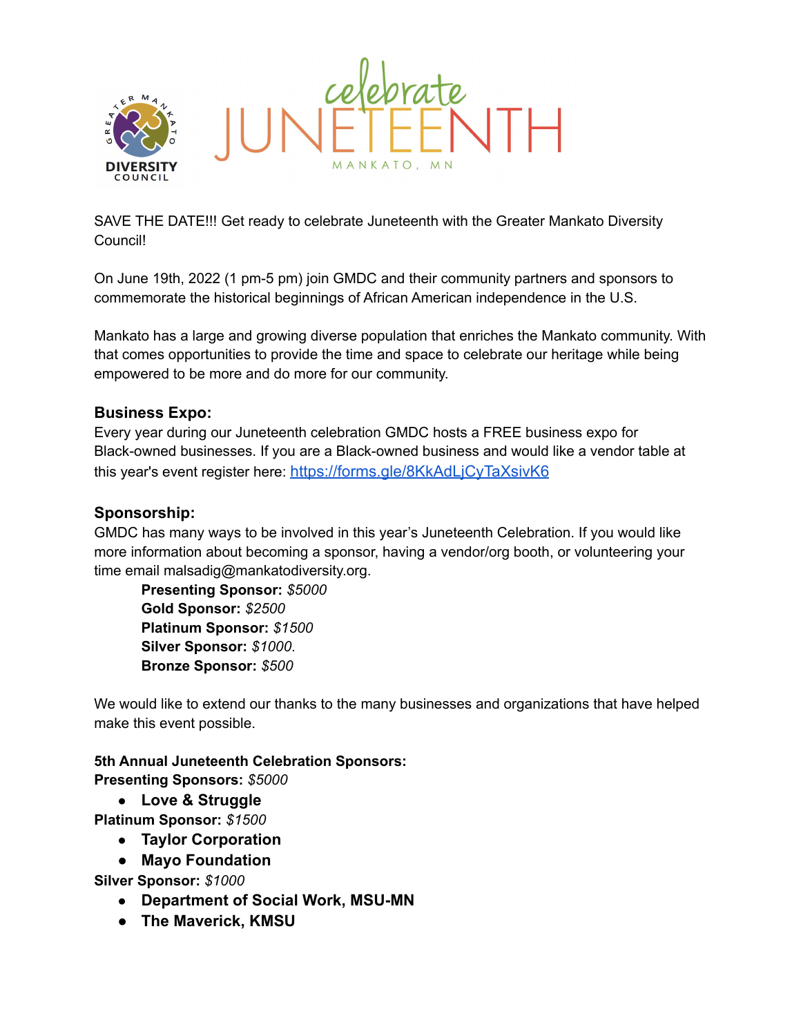# celebrate JUNETEENTH

MANKATO, MN

SAVE THE DATE!!! Get ready to celebrate Juneteenth with the Greater Mankato Diversity Council!

On June 19th, 2022 (1 pm-5 pm) join GMDC and their community partners and sponsors to commemorate the historical beginnings of African American independence in the U.S.

Mankato has a large and growing diverse population that enriches the Mankato community. With that comes opportunities to provide the time and space to celebrate our heritage while being empowered to be more and do more for our community.

### Business Expo:

Every year during our Juneteenth celebration GMDC hosts a FREE business expo for Black-owned businesses. If you are a Black-owned business and would like a vendor table at this year's event register here: [https://forms.gle/8KkAdLjCyTaXsivK6](https://forms.gle/8KkAdLjCyTaXsivK6)

### Sponsorship:

GMDC has many ways to be involved in this year's Juneteenth Celebration. If you would like more information about becoming a sponsor, having a vendor/org booth, or volunteering your time email malsadig@mankatodiversity.org.

**Presenting Sponsor:** *$5000*
**Gold Sponsor:** *$2500*
**Platinum Sponsor:** *$1500*
**Silver Sponsor:** *$1000*.
**Bronze Sponsor:** *$500*

We would like to extend our thanks to the many businesses and organizations that have helped make this event possible.

**5th Annual Juneteenth Celebration Sponsors:**

**Presenting Sponsors:** *$5000*

- **Love & Struggle**

**Platinum Sponsor:** *$1500*

- **Taylor Corporation**
- **Mayo Foundation**

**Silver Sponsor:** *$1000*

- **Department of Social Work, MSU-MN**
- **The Maverick, KMSU**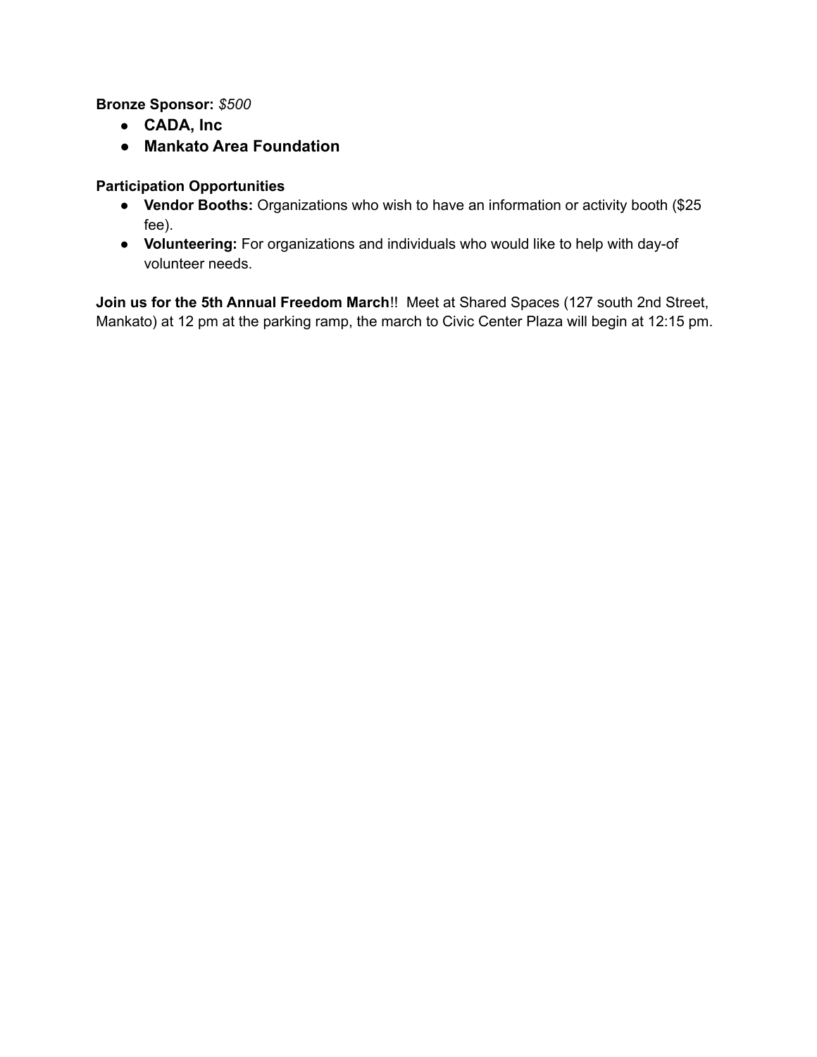**Bronze Sponsor:** *$500*

- **CADA, Inc**
- **Mankato Area Foundation**

**Participation Opportunities**

- **Vendor Booths:** Organizations who wish to have an information or activity booth ($25 fee).
- **Volunteering:** For organizations and individuals who would like to help with day-of volunteer needs.

**Join us for the 5th Annual Freedom March**!! Meet at Shared Spaces (127 south 2nd Street, Mankato) at 12 pm at the parking ramp, the march to Civic Center Plaza will begin at 12:15 pm.